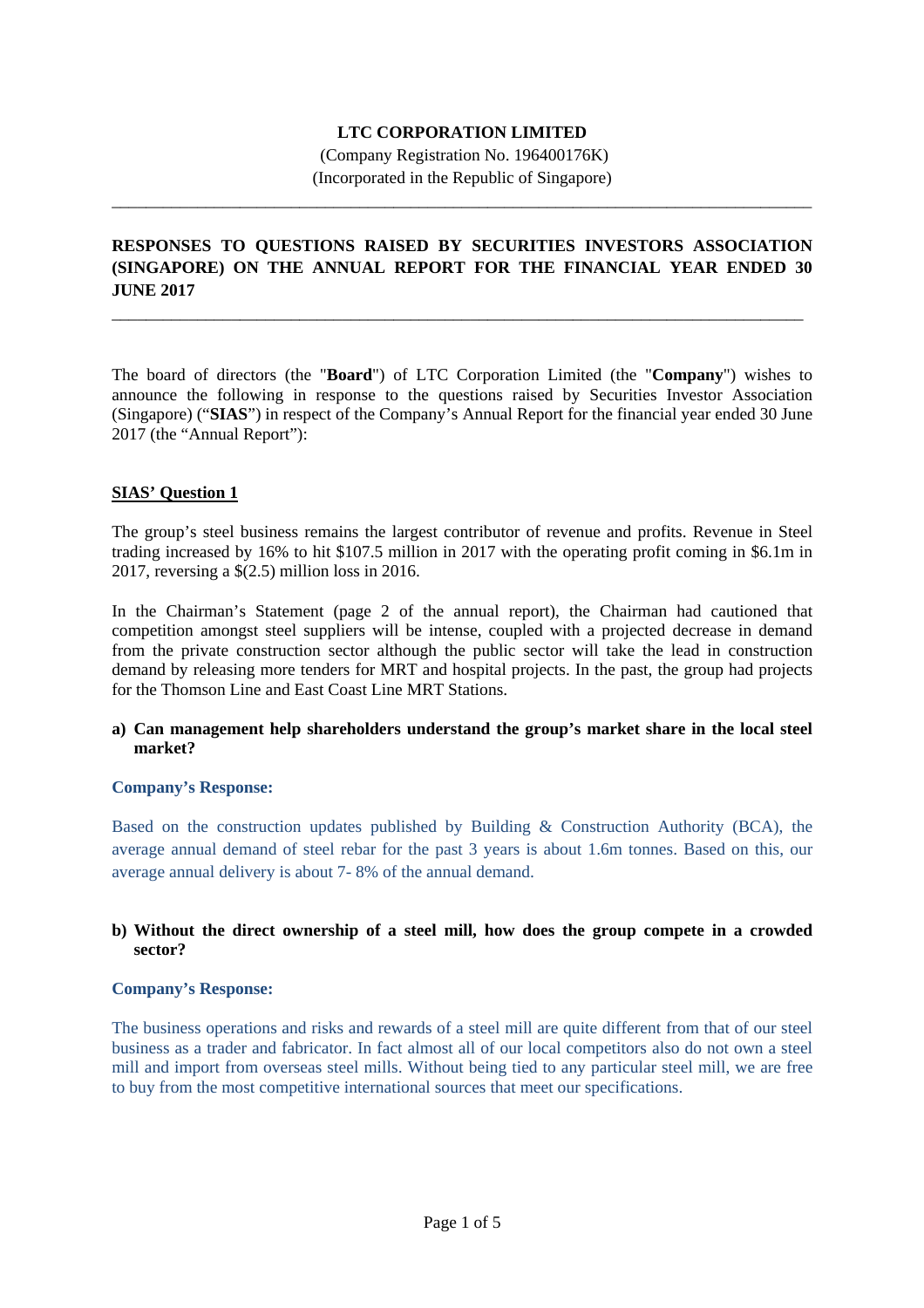**LTC CORPORATION LIMITED**

(Company Registration No. 196400176K)

(Incorporated in the Republic of Singapore)

---

**RESPONSES TO QUESTIONS RAISED BY SECURITIES INVESTORS ASSOCIATION (SINGAPORE) ON THE ANNUAL REPORT FOR THE FINANCIAL YEAR ENDED 30 JUNE 2017**

---

The board of directors (the "**Board**") of LTC Corporation Limited (the "**Company**") wishes to announce the following in response to the questions raised by Securities Investor Association (Singapore) ("**SIAS**") in respect of the Company's Annual Report for the financial year ended 30 June 2017 (the "Annual Report"):

**SIAS' Question 1**

The group's steel business remains the largest contributor of revenue and profits. Revenue in Steel trading increased by 16% to hit $107.5 million in 2017 with the operating profit coming in $6.1m in 2017, reversing a $(2.5) million loss in 2016.

In the Chairman's Statement (page 2 of the annual report), the Chairman had cautioned that competition amongst steel suppliers will be intense, coupled with a projected decrease in demand from the private construction sector although the public sector will take the lead in construction demand by releasing more tenders for MRT and hospital projects. In the past, the group had projects for the Thomson Line and East Coast Line MRT Stations.

**a) Can management help shareholders understand the group's market share in the local steel market?**

**Company's Response:**

Based on the construction updates published by Building & Construction Authority (BCA), the average annual demand of steel rebar for the past 3 years is about 1.6m tonnes. Based on this, our average annual delivery is about 7- 8% of the annual demand.

**b) Without the direct ownership of a steel mill, how does the group compete in a crowded sector?**

**Company's Response:**

The business operations and risks and rewards of a steel mill are quite different from that of our steel business as a trader and fabricator. In fact almost all of our local competitors also do not own a steel mill and import from overseas steel mills. Without being tied to any particular steel mill, we are free to buy from the most competitive international sources that meet our specifications.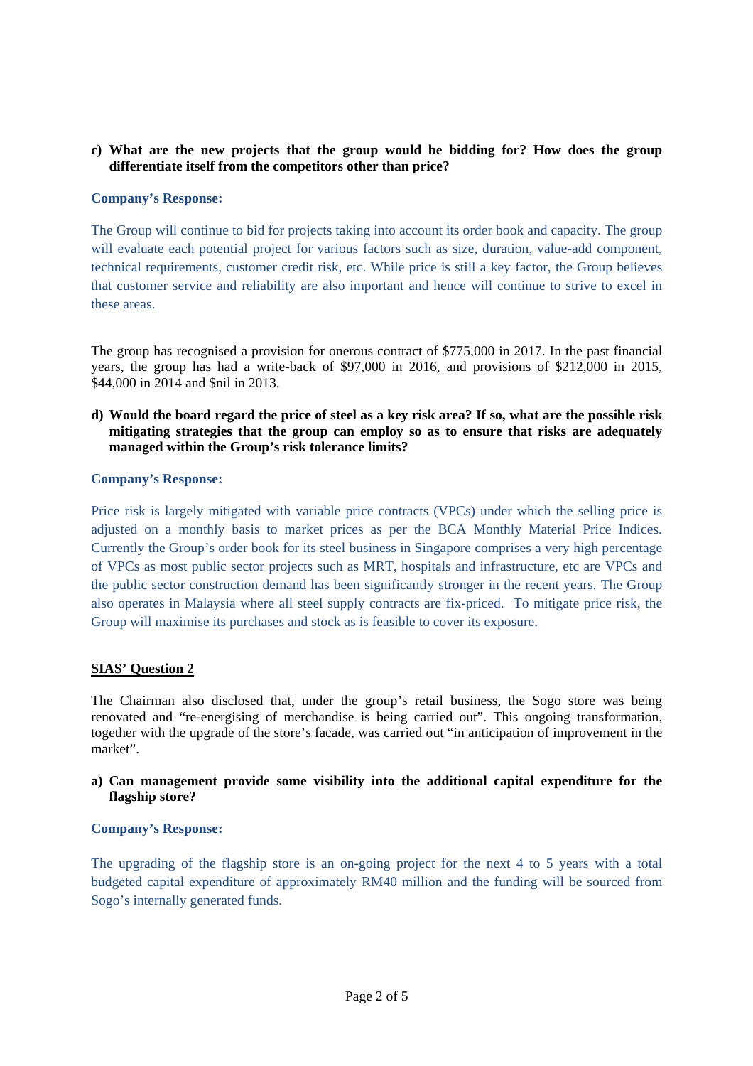c) **What are the new projects that the group would be bidding for? How does the group differentiate itself from the competitors other than price?**

**Company's Response:**

The Group will continue to bid for projects taking into account its order book and capacity. The group will evaluate each potential project for various factors such as size, duration, value-add component, technical requirements, customer credit risk, etc. While price is still a key factor, the Group believes that customer service and reliability are also important and hence will continue to strive to excel in these areas.

The group has recognised a provision for onerous contract of $775,000 in 2017. In the past financial years, the group has had a write-back of $97,000 in 2016, and provisions of $212,000 in 2015, $44,000 in 2014 and $nil in 2013.

d) **Would the board regard the price of steel as a key risk area? If so, what are the possible risk mitigating strategies that the group can employ so as to ensure that risks are adequately managed within the Group's risk tolerance limits?**

**Company's Response:**

Price risk is largely mitigated with variable price contracts (VPCs) under which the selling price is adjusted on a monthly basis to market prices as per the BCA Monthly Material Price Indices. Currently the Group's order book for its steel business in Singapore comprises a very high percentage of VPCs as most public sector projects such as MRT, hospitals and infrastructure, etc are VPCs and the public sector construction demand has been significantly stronger in the recent years. The Group also operates in Malaysia where all steel supply contracts are fix-priced. To mitigate price risk, the Group will maximise its purchases and stock as is feasible to cover its exposure.

**SIAS' Question 2**

The Chairman also disclosed that, under the group's retail business, the Sogo store was being renovated and "re-energising of merchandise is being carried out". This ongoing transformation, together with the upgrade of the store's facade, was carried out "in anticipation of improvement in the market".

a) **Can management provide some visibility into the additional capital expenditure for the flagship store?**

**Company's Response:**

The upgrading of the flagship store is an on-going project for the next 4 to 5 years with a total budgeted capital expenditure of approximately RM40 million and the funding will be sourced from Sogo's internally generated funds.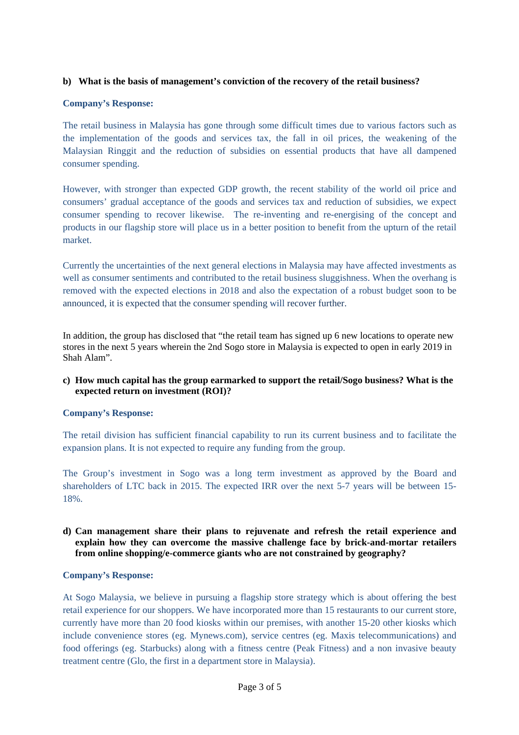**b) What is the basis of management's conviction of the recovery of the retail business?**

**Company's Response:**

The retail business in Malaysia has gone through some difficult times due to various factors such as the implementation of the goods and services tax, the fall in oil prices, the weakening of the Malaysian Ringgit and the reduction of subsidies on essential products that have all dampened consumer spending.

However, with stronger than expected GDP growth, the recent stability of the world oil price and consumers' gradual acceptance of the goods and services tax and reduction of subsidies, we expect consumer spending to recover likewise. The re-inventing and re-energising of the concept and products in our flagship store will place us in a better position to benefit from the upturn of the retail market.

Currently the uncertainties of the next general elections in Malaysia may have affected investments as well as consumer sentiments and contributed to the retail business sluggishness. When the overhang is removed with the expected elections in 2018 and also the expectation of a robust budget soon to be announced, it is expected that the consumer spending will recover further.

In addition, the group has disclosed that "the retail team has signed up 6 new locations to operate new stores in the next 5 years wherein the 2nd Sogo store in Malaysia is expected to open in early 2019 in Shah Alam".

**c) How much capital has the group earmarked to support the retail/Sogo business? What is the expected return on investment (ROI)?**

**Company's Response:**

The retail division has sufficient financial capability to run its current business and to facilitate the expansion plans. It is not expected to require any funding from the group.

The Group's investment in Sogo was a long term investment as approved by the Board and shareholders of LTC back in 2015. The expected IRR over the next 5-7 years will be between 15-18%.

**d) Can management share their plans to rejuvenate and refresh the retail experience and explain how they can overcome the massive challenge face by brick-and-mortar retailers from online shopping/e-commerce giants who are not constrained by geography?**

**Company's Response:**

At Sogo Malaysia, we believe in pursuing a flagship store strategy which is about offering the best retail experience for our shoppers. We have incorporated more than 15 restaurants to our current store, currently have more than 20 food kiosks within our premises, with another 15-20 other kiosks which include convenience stores (eg. Mynews.com), service centres (eg. Maxis telecommunications) and food offerings (eg. Starbucks) along with a fitness centre (Peak Fitness) and a non invasive beauty treatment centre (Glo, the first in a department store in Malaysia).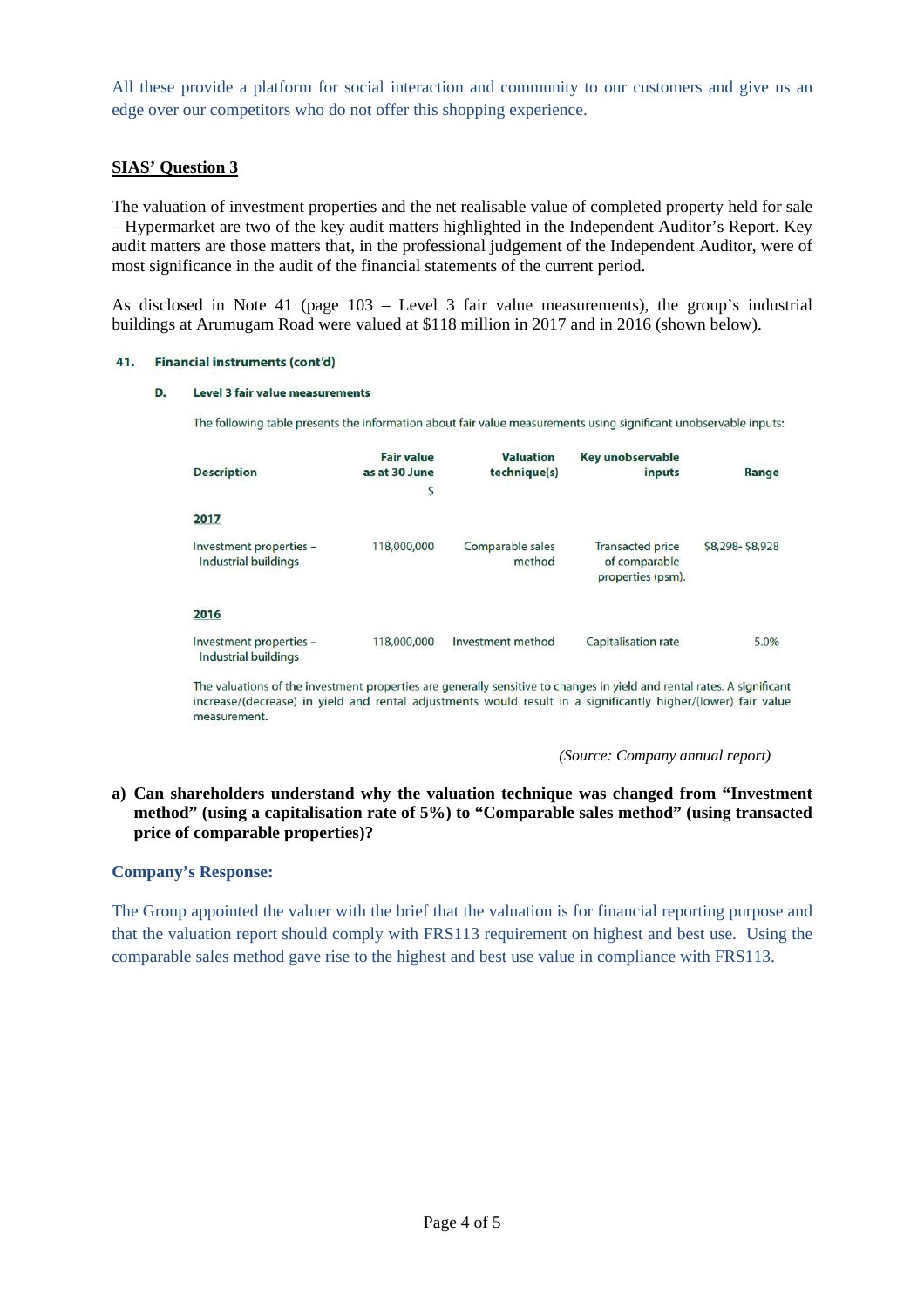All these provide a platform for social interaction and community to our customers and give us an edge over our competitors who do not offer this shopping experience.

## SIAS' Question 3

The valuation of investment properties and the net realisable value of completed property held for sale – Hypermarket are two of the key audit matters highlighted in the Independent Auditor's Report. Key audit matters are those matters that, in the professional judgement of the Independent Auditor, were of most significance in the audit of the financial statements of the current period.

As disclosed in Note 41 (page 103 – Level 3 fair value measurements), the group's industrial buildings at Arumugam Road were valued at $118 million in 2017 and in 2016 (shown below).

**41. Financial instruments (cont'd)**

**D. Level 3 fair value measurements**

The following table presents the information about fair value measurements using significant unobservable inputs:

| Description | Fair value as at 30 June $ | Valuation technique(s) | Key unobservable inputs | Range |
|---|---|---|---|---|
| **2017** | | | | |
| Investment properties – Industrial buildings | 118,000,000 | Comparable sales method | Transacted price of comparable properties (psm). | $8,298- $8,928 |
| **2016** | | | | |
| Investment properties – Industrial buildings | 118,000,000 | Investment method | Capitalisation rate | 5.0% |

The valuations of the investment properties are generally sensitive to changes in yield and rental rates. A significant increase/(decrease) in yield and rental adjustments would result in a significantly higher/(lower) fair value measurement.

*(Source: Company annual report)*

**a) Can shareholders understand why the valuation technique was changed from "Investment method" (using a capitalisation rate of 5%) to "Comparable sales method" (using transacted price of comparable properties)?**

**Company's Response:**

The Group appointed the valuer with the brief that the valuation is for financial reporting purpose and that the valuation report should comply with FRS113 requirement on highest and best use. Using the comparable sales method gave rise to the highest and best use value in compliance with FRS113.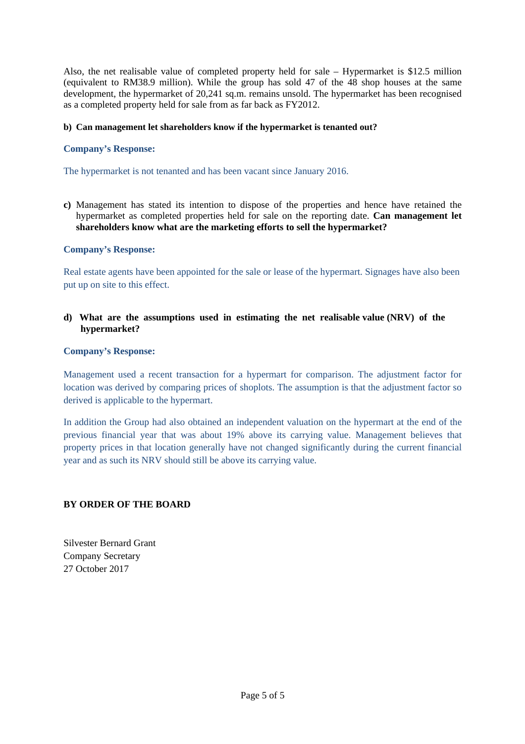Also, the net realisable value of completed property held for sale – Hypermarket is $12.5 million (equivalent to RM38.9 million). While the group has sold 47 of the 48 shop houses at the same development, the hypermarket of 20,241 sq.m. remains unsold. The hypermarket has been recognised as a completed property held for sale from as far back as FY2012.

**b) Can management let shareholders know if the hypermarket is tenanted out?**

**Company's Response:**

The hypermarket is not tenanted and has been vacant since January 2016.

**c)** Management has stated its intention to dispose of the properties and hence have retained the hypermarket as completed properties held for sale on the reporting date. **Can management let shareholders know what are the marketing efforts to sell the hypermarket?**

**Company's Response:**

Real estate agents have been appointed for the sale or lease of the hypermart. Signages have also been put up on site to this effect.

**d) What are the assumptions used in estimating the net realisable value (NRV) of the hypermarket?**

**Company's Response:**

Management used a recent transaction for a hypermart for comparison. The adjustment factor for location was derived by comparing prices of shoplots. The assumption is that the adjustment factor so derived is applicable to the hypermart.

In addition the Group had also obtained an independent valuation on the hypermart at the end of the previous financial year that was about 19% above its carrying value. Management believes that property prices in that location generally have not changed significantly during the current financial year and as such its NRV should still be above its carrying value.

**BY ORDER OF THE BOARD**

Silvester Bernard Grant
Company Secretary
27 October 2017